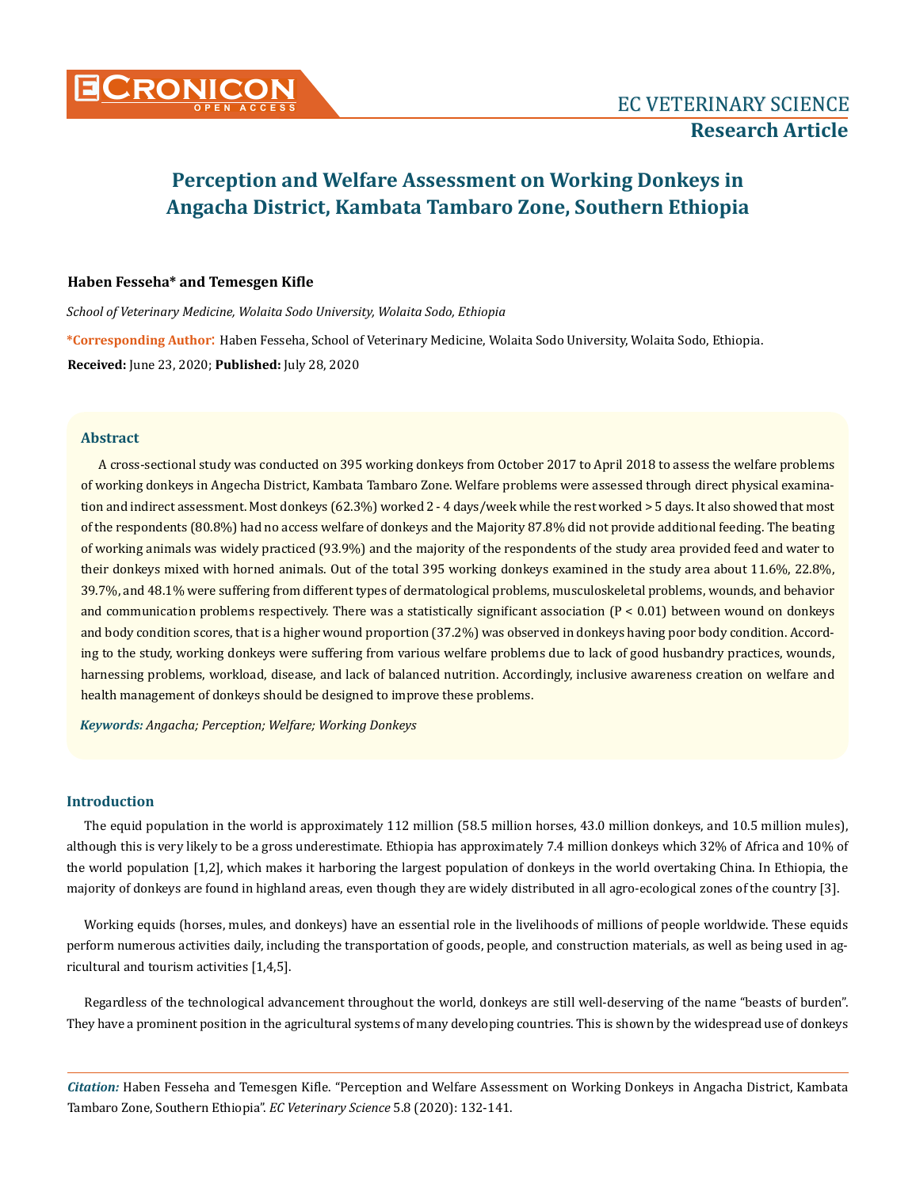# Perception and Welfare Assessment on Working Donkeys in Angacha District, Kambata Tambaro Zone, Southern Ethiopia

**Haben Fesseha* and Temesgen Kifle**

*School of Veterinary Medicine, Wolaita Sodo University, Wolaita Sodo, Ethiopia*

***Corresponding Author:** Haben Fesseha, School of Veterinary Medicine, Wolaita Sodo University, Wolaita Sodo, Ethiopia.

**Received:** June 23, 2020; **Published:** July 28, 2020

## Abstract

A cross-sectional study was conducted on 395 working donkeys from October 2017 to April 2018 to assess the welfare problems of working donkeys in Angecha District, Kambata Tambaro Zone. Welfare problems were assessed through direct physical examination and indirect assessment. Most donkeys (62.3%) worked 2 - 4 days/week while the rest worked > 5 days. It also showed that most of the respondents (80.8%) had no access welfare of donkeys and the Majority 87.8% did not provide additional feeding. The beating of working animals was widely practiced (93.9%) and the majority of the respondents of the study area provided feed and water to their donkeys mixed with horned animals. Out of the total 395 working donkeys examined in the study area about 11.6%, 22.8%, 39.7%, and 48.1% were suffering from different types of dermatological problems, musculoskeletal problems, wounds, and behavior and communication problems respectively. There was a statistically significant association (P < 0.01) between wound on donkeys and body condition scores, that is a higher wound proportion (37.2%) was observed in donkeys having poor body condition. According to the study, working donkeys were suffering from various welfare problems due to lack of good husbandry practices, wounds, harnessing problems, workload, disease, and lack of balanced nutrition. Accordingly, inclusive awareness creation on welfare and health management of donkeys should be designed to improve these problems.

***Keywords:*** *Angacha; Perception; Welfare; Working Donkeys*

## Introduction

The equid population in the world is approximately 112 million (58.5 million horses, 43.0 million donkeys, and 10.5 million mules), although this is very likely to be a gross underestimate. Ethiopia has approximately 7.4 million donkeys which 32% of Africa and 10% of the world population [1,2], which makes it harboring the largest population of donkeys in the world overtaking China. In Ethiopia, the majority of donkeys are found in highland areas, even though they are widely distributed in all agro-ecological zones of the country [3].

Working equids (horses, mules, and donkeys) have an essential role in the livelihoods of millions of people worldwide. These equids perform numerous activities daily, including the transportation of goods, people, and construction materials, as well as being used in agricultural and tourism activities [1,4,5].

Regardless of the technological advancement throughout the world, donkeys are still well-deserving of the name "beasts of burden". They have a prominent position in the agricultural systems of many developing countries. This is shown by the widespread use of donkeys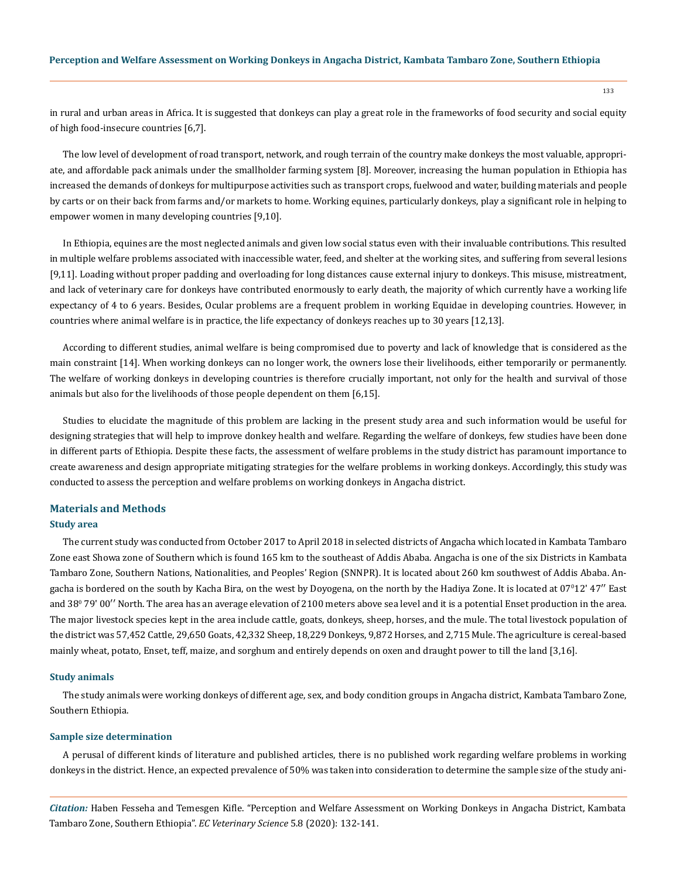in rural and urban areas in Africa. It is suggested that donkeys can play a great role in the frameworks of food security and social equity of high food-insecure countries [6,7].

The low level of development of road transport, network, and rough terrain of the country make donkeys the most valuable, appropriate, and affordable pack animals under the smallholder farming system [8]. Moreover, increasing the human population in Ethiopia has increased the demands of donkeys for multipurpose activities such as transport crops, fuelwood and water, building materials and people by carts or on their back from farms and/or markets to home. Working equines, particularly donkeys, play a significant role in helping to empower women in many developing countries [9,10].

In Ethiopia, equines are the most neglected animals and given low social status even with their invaluable contributions. This resulted in multiple welfare problems associated with inaccessible water, feed, and shelter at the working sites, and suffering from several lesions [9,11]. Loading without proper padding and overloading for long distances cause external injury to donkeys. This misuse, mistreatment, and lack of veterinary care for donkeys have contributed enormously to early death, the majority of which currently have a working life expectancy of 4 to 6 years. Besides, Ocular problems are a frequent problem in working Equidae in developing countries. However, in countries where animal welfare is in practice, the life expectancy of donkeys reaches up to 30 years [12,13].

According to different studies, animal welfare is being compromised due to poverty and lack of knowledge that is considered as the main constraint [14]. When working donkeys can no longer work, the owners lose their livelihoods, either temporarily or permanently. The welfare of working donkeys in developing countries is therefore crucially important, not only for the health and survival of those animals but also for the livelihoods of those people dependent on them [6,15].

Studies to elucidate the magnitude of this problem are lacking in the present study area and such information would be useful for designing strategies that will help to improve donkey health and welfare. Regarding the welfare of donkeys, few studies have been done in different parts of Ethiopia. Despite these facts, the assessment of welfare problems in the study district has paramount importance to create awareness and design appropriate mitigating strategies for the welfare problems in working donkeys. Accordingly, this study was conducted to assess the perception and welfare problems on working donkeys in Angacha district.

## Materials and Methods

### Study area

The current study was conducted from October 2017 to April 2018 in selected districts of Angacha which located in Kambata Tambaro Zone east Showa zone of Southern which is found 165 km to the southeast of Addis Ababa. Angacha is one of the six Districts in Kambata Tambaro Zone, Southern Nations, Nationalities, and Peoples' Region (SNNPR). It is located about 260 km southwest of Addis Ababa. Angacha is bordered on the south by Kacha Bira, on the west by Doyogena, on the north by the Hadiya Zone. It is located at 07$^0$12' 47'' East and 38$^0$ 79' 00'' North. The area has an average elevation of 2100 meters above sea level and it is a potential Enset production in the area. The major livestock species kept in the area include cattle, goats, donkeys, sheep, horses, and the mule. The total livestock population of the district was 57,452 Cattle, 29,650 Goats, 42,332 Sheep, 18,229 Donkeys, 9,872 Horses, and 2,715 Mule. The agriculture is cereal-based mainly wheat, potato, Enset, teff, maize, and sorghum and entirely depends on oxen and draught power to till the land [3,16].

### Study animals

The study animals were working donkeys of different age, sex, and body condition groups in Angacha district, Kambata Tambaro Zone, Southern Ethiopia.

### Sample size determination

A perusal of different kinds of literature and published articles, there is no published work regarding welfare problems in working donkeys in the district. Hence, an expected prevalence of 50% was taken into consideration to determine the sample size of the study ani-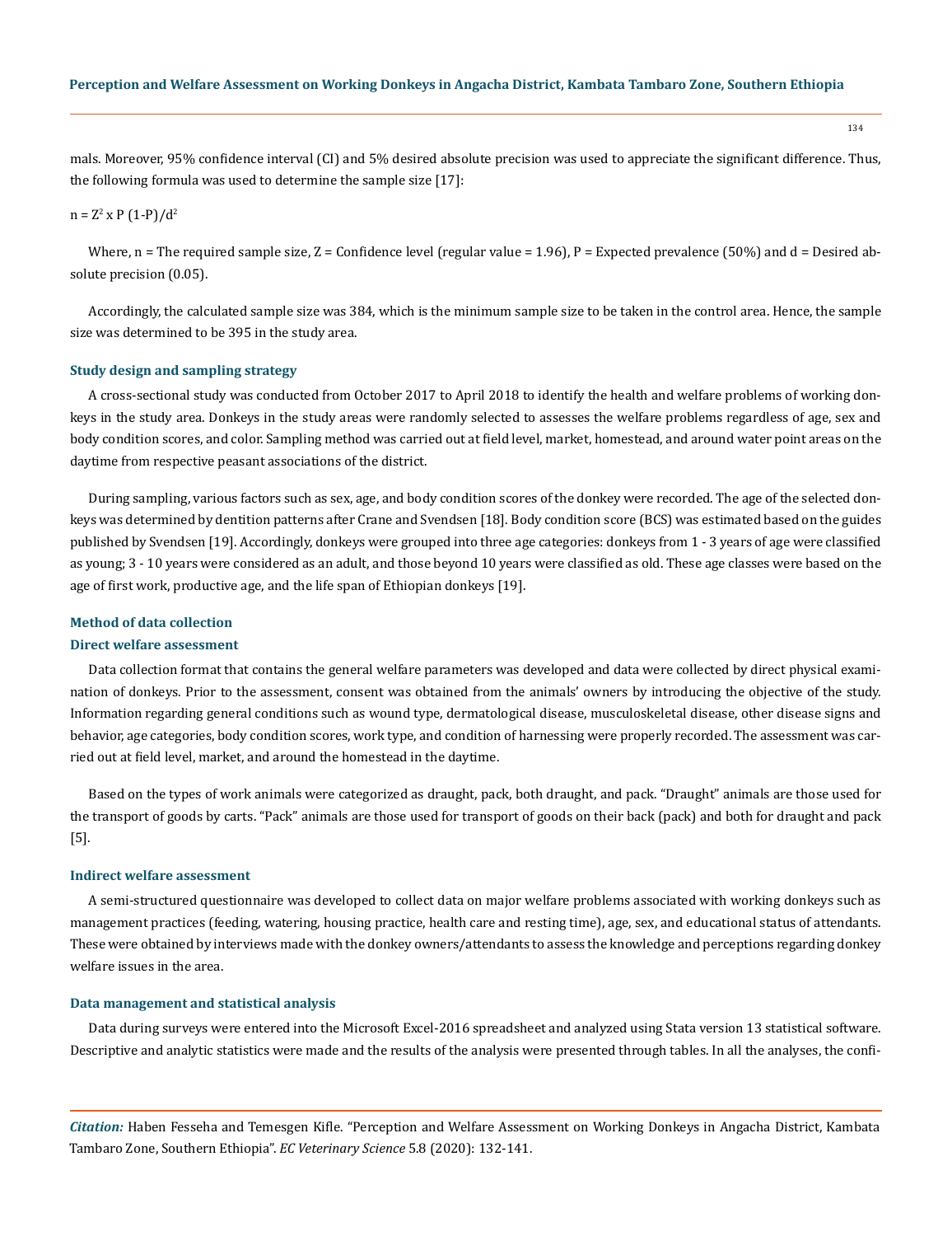mals. Moreover, 95% confidence interval (CI) and 5% desired absolute precision was used to appreciate the significant difference. Thus, the following formula was used to determine the sample size [17]:

$$n = Z^2 \times P\,(1-P)/d^2$$

Where, n = The required sample size, Z = Confidence level (regular value = 1.96), P = Expected prevalence (50%) and d = Desired absolute precision (0.05).

Accordingly, the calculated sample size was 384, which is the minimum sample size to be taken in the control area. Hence, the sample size was determined to be 395 in the study area.

### Study design and sampling strategy

A cross-sectional study was conducted from October 2017 to April 2018 to identify the health and welfare problems of working donkeys in the study area. Donkeys in the study areas were randomly selected to assesses the welfare problems regardless of age, sex and body condition scores, and color. Sampling method was carried out at field level, market, homestead, and around water point areas on the daytime from respective peasant associations of the district.

During sampling, various factors such as sex, age, and body condition scores of the donkey were recorded. The age of the selected donkeys was determined by dentition patterns after Crane and Svendsen [18]. Body condition score (BCS) was estimated based on the guides published by Svendsen [19]. Accordingly, donkeys were grouped into three age categories: donkeys from 1 - 3 years of age were classified as young; 3 - 10 years were considered as an adult, and those beyond 10 years were classified as old. These age classes were based on the age of first work, productive age, and the life span of Ethiopian donkeys [19].

### Method of data collection

#### Direct welfare assessment

Data collection format that contains the general welfare parameters was developed and data were collected by direct physical examination of donkeys. Prior to the assessment, consent was obtained from the animals' owners by introducing the objective of the study. Information regarding general conditions such as wound type, dermatological disease, musculoskeletal disease, other disease signs and behavior, age categories, body condition scores, work type, and condition of harnessing were properly recorded. The assessment was carried out at field level, market, and around the homestead in the daytime.

Based on the types of work animals were categorized as draught, pack, both draught, and pack. "Draught" animals are those used for the transport of goods by carts. "Pack" animals are those used for transport of goods on their back (pack) and both for draught and pack [5].

#### Indirect welfare assessment

A semi-structured questionnaire was developed to collect data on major welfare problems associated with working donkeys such as management practices (feeding, watering, housing practice, health care and resting time), age, sex, and educational status of attendants. These were obtained by interviews made with the donkey owners/attendants to assess the knowledge and perceptions regarding donkey welfare issues in the area.

### Data management and statistical analysis

Data during surveys were entered into the Microsoft Excel-2016 spreadsheet and analyzed using Stata version 13 statistical software. Descriptive and analytic statistics were made and the results of the analysis were presented through tables. In all the analyses, the confi-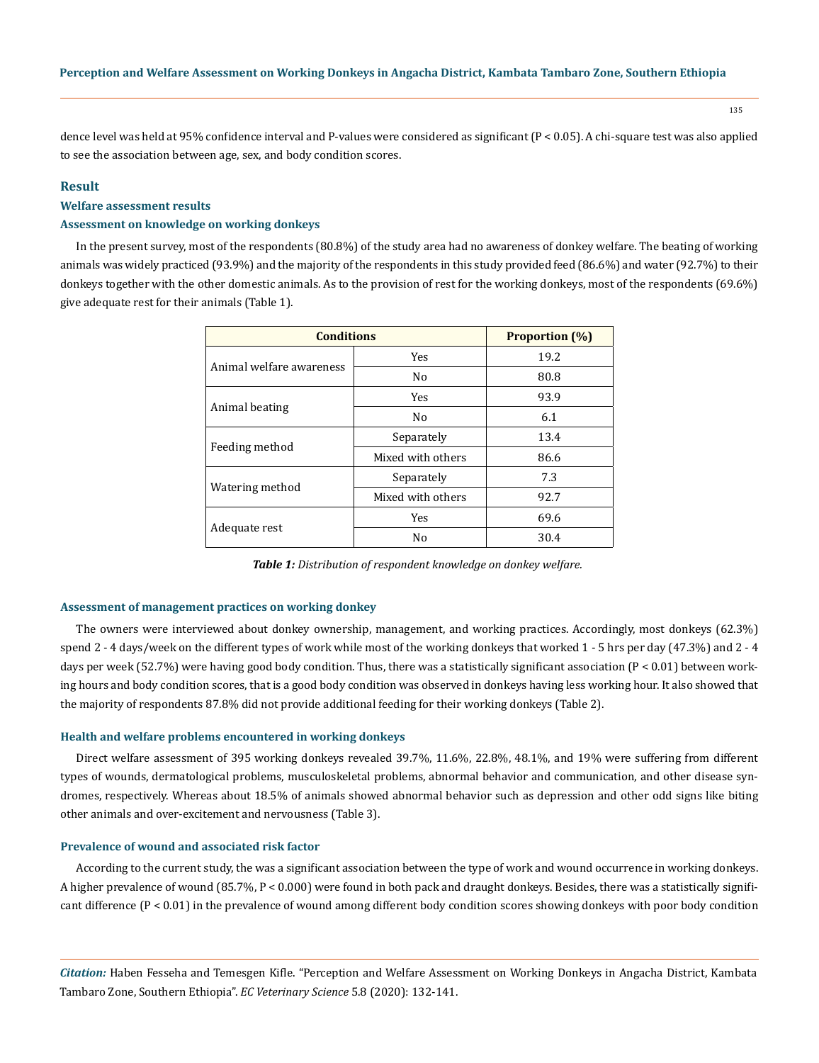dence level was held at 95% confidence interval and P-values were considered as significant ($P < 0.05$). A chi-square test was also applied to see the association between age, sex, and body condition scores.

## Result

### Welfare assessment results

### Assessment on knowledge on working donkeys

In the present survey, most of the respondents (80.8%) of the study area had no awareness of donkey welfare. The beating of working animals was widely practiced (93.9%) and the majority of the respondents in this study provided feed (86.6%) and water (92.7%) to their donkeys together with the other domestic animals. As to the provision of rest for the working donkeys, most of the respondents (69.6%) give adequate rest for their animals (Table 1).

| Conditions | | Proportion (%) |
|---|---|---|
| Animal welfare awareness | Yes | 19.2 |
| | No | 80.8 |
| Animal beating | Yes | 93.9 |
| | No | 6.1 |
| Feeding method | Separately | 13.4 |
| | Mixed with others | 86.6 |
| Watering method | Separately | 7.3 |
| | Mixed with others | 92.7 |
| Adequate rest | Yes | 69.6 |
| | No | 30.4 |

***Table 1:*** *Distribution of respondent knowledge on donkey welfare.*

### Assessment of management practices on working donkey

The owners were interviewed about donkey ownership, management, and working practices. Accordingly, most donkeys (62.3%) spend 2 - 4 days/week on the different types of work while most of the working donkeys that worked 1 - 5 hrs per day (47.3%) and 2 - 4 days per week (52.7%) were having good body condition. Thus, there was a statistically significant association ($P < 0.01$) between working hours and body condition scores, that is a good body condition was observed in donkeys having less working hour. It also showed that the majority of respondents 87.8% did not provide additional feeding for their working donkeys (Table 2).

### Health and welfare problems encountered in working donkeys

Direct welfare assessment of 395 working donkeys revealed 39.7%, 11.6%, 22.8%, 48.1%, and 19% were suffering from different types of wounds, dermatological problems, musculoskeletal problems, abnormal behavior and communication, and other disease syndromes, respectively. Whereas about 18.5% of animals showed abnormal behavior such as depression and other odd signs like biting other animals and over-excitement and nervousness (Table 3).

### Prevalence of wound and associated risk factor

According to the current study, the was a significant association between the type of work and wound occurrence in working donkeys. A higher prevalence of wound (85.7%, $P < 0.000$) were found in both pack and draught donkeys. Besides, there was a statistically significant difference ($P < 0.01$) in the prevalence of wound among different body condition scores showing donkeys with poor body condition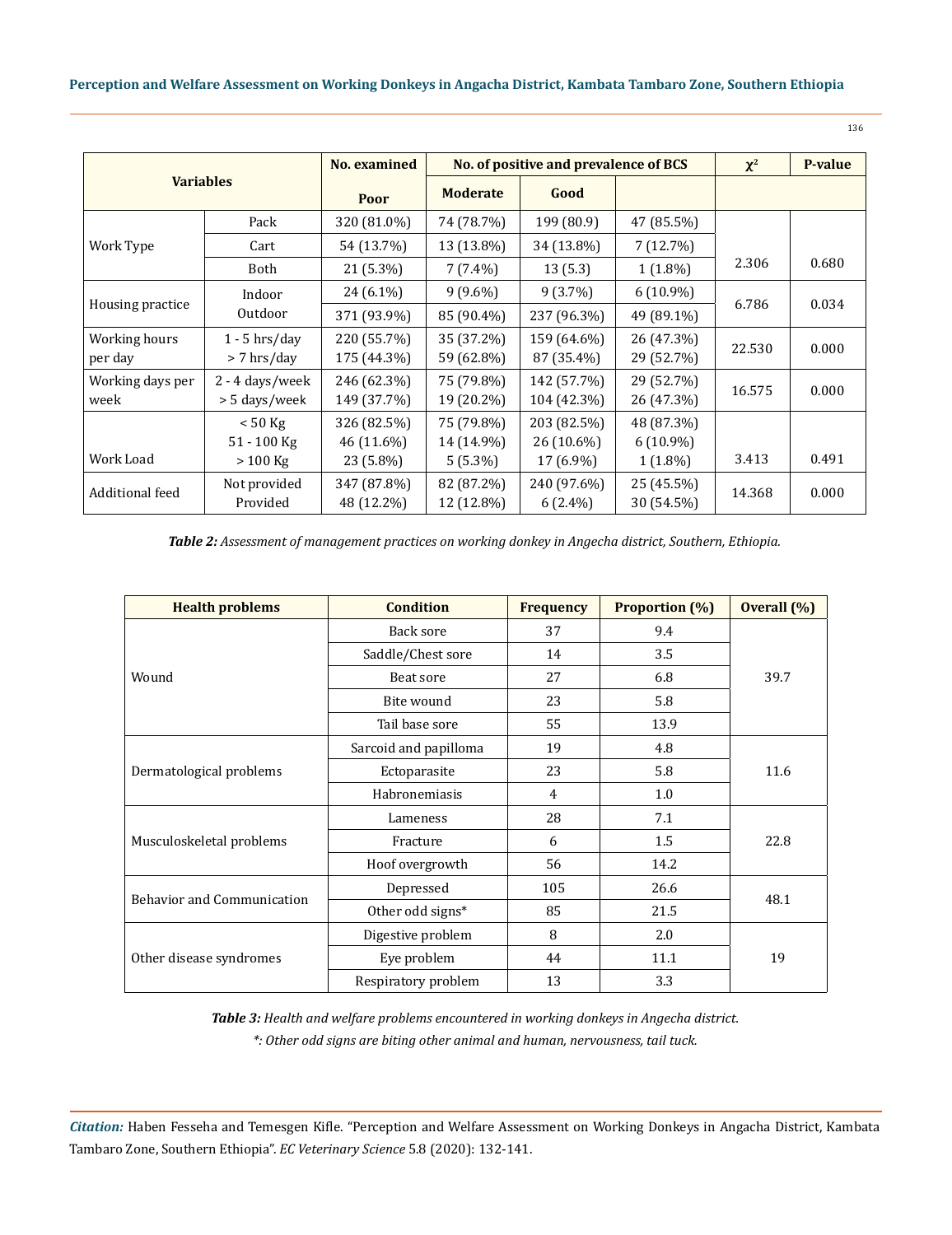| Variables | | No. examined | No. of positive and prevalence of BCS | | | $\chi^2$ | P-value |
|---|---|---|---|---|---|---|---|
| | | Poor | Moderate | Good | | | |
| Work Type | Pack | 320 (81.0%) | 74 (78.7%) | 199 (80.9) | 47 (85.5%) | 2.306 | 0.680 |
| | Cart | 54 (13.7%) | 13 (13.8%) | 34 (13.8%) | 7 (12.7%) | | |
| | Both | 21 (5.3%) | 7 (7.4%) | 13 (5.3) | 1 (1.8%) | | |
| Housing practice | Indoor | 24 (6.1%) | 9 (9.6%) | 9 (3.7%) | 6 (10.9%) | 6.786 | 0.034 |
| | Outdoor | 371 (93.9%) | 85 (90.4%) | 237 (96.3%) | 49 (89.1%) | | |
| Working hours per day | 1 - 5 hrs/day | 220 (55.7%) | 35 (37.2%) | 159 (64.6%) | 26 (47.3%) | 22.530 | 0.000 |
| | > 7 hrs/day | 175 (44.3%) | 59 (62.8%) | 87 (35.4%) | 29 (52.7%) | | |
| Working days per week | 2 - 4 days/week | 246 (62.3%) | 75 (79.8%) | 142 (57.7%) | 29 (52.7%) | 16.575 | 0.000 |
| | > 5 days/week | 149 (37.7%) | 19 (20.2%) | 104 (42.3%) | 26 (47.3%) | | |
| Work Load | < 50 Kg | 326 (82.5%) | 75 (79.8%) | 203 (82.5%) | 48 (87.3%) | 3.413 | 0.491 |
| | 51 - 100 Kg | 46 (11.6%) | 14 (14.9%) | 26 (10.6%) | 6 (10.9%) | | |
| | > 100 Kg | 23 (5.8%) | 5 (5.3%) | 17 (6.9%) | 1 (1.8%) | | |
| Additional feed | Not provided | 347 (87.8%) | 82 (87.2%) | 240 (97.6%) | 25 (45.5%) | 14.368 | 0.000 |
| | Provided | 48 (12.2%) | 12 (12.8%) | 6 (2.4%) | 30 (54.5%) | | |

***Table 2:*** *Assessment of management practices on working donkey in Angecha district, Southern, Ethiopia.*

| Health problems | Condition | Frequency | Proportion (%) | Overall (%) |
|---|---|---|---|---|
| Wound | Back sore | 37 | 9.4 | 39.7 |
| | Saddle/Chest sore | 14 | 3.5 | |
| | Beat sore | 27 | 6.8 | |
| | Bite wound | 23 | 5.8 | |
| | Tail base sore | 55 | 13.9 | |
| Dermatological problems | Sarcoid and papilloma | 19 | 4.8 | 11.6 |
| | Ectoparasite | 23 | 5.8 | |
| | Habronemiasis | 4 | 1.0 | |
| Musculoskeletal problems | Lameness | 28 | 7.1 | 22.8 |
| | Fracture | 6 | 1.5 | |
| | Hoof overgrowth | 56 | 14.2 | |
| Behavior and Communication | Depressed | 105 | 26.6 | 48.1 |
| | Other odd signs* | 85 | 21.5 | |
| Other disease syndromes | Digestive problem | 8 | 2.0 | 19 |
| | Eye problem | 44 | 11.1 | |
| | Respiratory problem | 13 | 3.3 | |

***Table 3:*** *Health and welfare problems encountered in working donkeys in Angecha district.*

*\*: Other odd signs are biting other animal and human, nervousness, tail tuck.*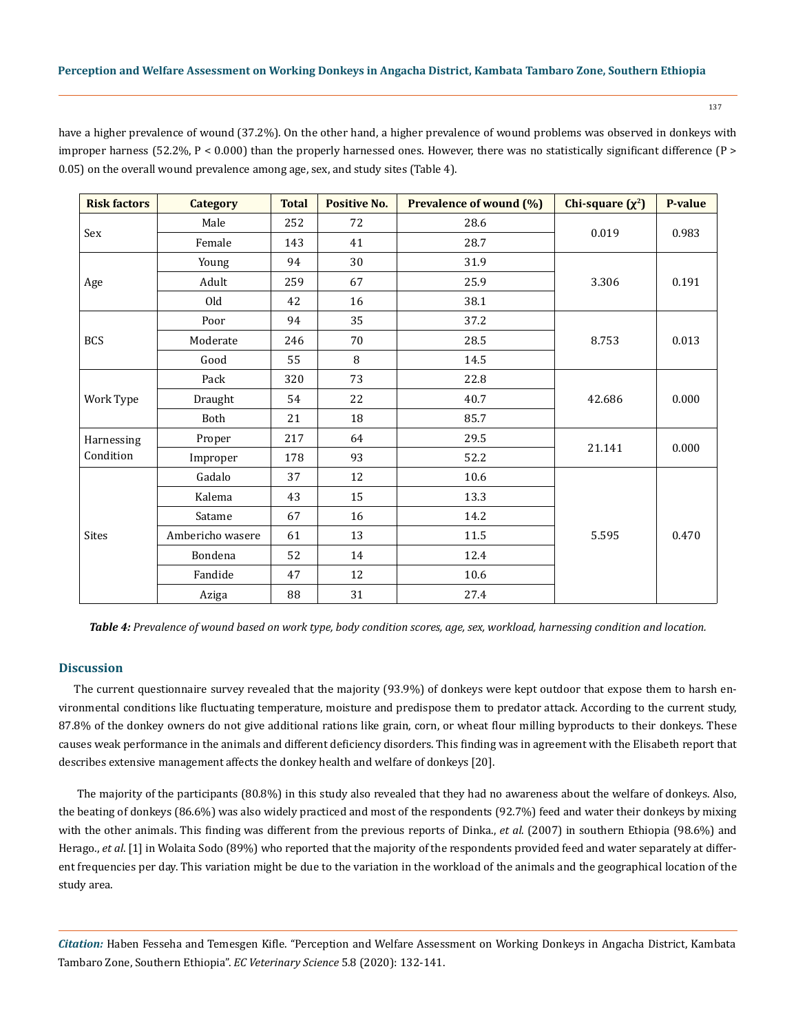have a higher prevalence of wound (37.2%). On the other hand, a higher prevalence of wound problems was observed in donkeys with improper harness (52.2%, P < 0.000) than the properly harnessed ones. However, there was no statistically significant difference (P > 0.05) on the overall wound prevalence among age, sex, and study sites (Table 4).

| Risk factors | Category | Total | Positive No. | Prevalence of wound (%) | Chi-square ($\chi^2$) | P-value |
|---|---|---|---|---|---|---|
| Sex | Male | 252 | 72 | 28.6 | 0.019 | 0.983 |
| | Female | 143 | 41 | 28.7 | | |
| Age | Young | 94 | 30 | 31.9 | 3.306 | 0.191 |
| | Adult | 259 | 67 | 25.9 | | |
| | Old | 42 | 16 | 38.1 | | |
| BCS | Poor | 94 | 35 | 37.2 | 8.753 | 0.013 |
| | Moderate | 246 | 70 | 28.5 | | |
| | Good | 55 | 8 | 14.5 | | |
| Work Type | Pack | 320 | 73 | 22.8 | 42.686 | 0.000 |
| | Draught | 54 | 22 | 40.7 | | |
| | Both | 21 | 18 | 85.7 | | |
| Harnessing Condition | Proper | 217 | 64 | 29.5 | 21.141 | 0.000 |
| | Improper | 178 | 93 | 52.2 | | |
| Sites | Gadalo | 37 | 12 | 10.6 | 5.595 | 0.470 |
| | Kalema | 43 | 15 | 13.3 | | |
| | Satame | 67 | 16 | 14.2 | | |
| | Ambericho wasere | 61 | 13 | 11.5 | | |
| | Bondena | 52 | 14 | 12.4 | | |
| | Fandide | 47 | 12 | 10.6 | | |
| | Aziga | 88 | 31 | 27.4 | | |

***Table 4:*** *Prevalence of wound based on work type, body condition scores, age, sex, workload, harnessing condition and location.*

## Discussion

The current questionnaire survey revealed that the majority (93.9%) of donkeys were kept outdoor that expose them to harsh environmental conditions like fluctuating temperature, moisture and predispose them to predator attack. According to the current study, 87.8% of the donkey owners do not give additional rations like grain, corn, or wheat flour milling byproducts to their donkeys. These causes weak performance in the animals and different deficiency disorders. This finding was in agreement with the Elisabeth report that describes extensive management affects the donkey health and welfare of donkeys [20].

The majority of the participants (80.8%) in this study also revealed that they had no awareness about the welfare of donkeys. Also, the beating of donkeys (86.6%) was also widely practiced and most of the respondents (92.7%) feed and water their donkeys by mixing with the other animals. This finding was different from the previous reports of Dinka., *et al*. (2007) in southern Ethiopia (98.6%) and Herago., *et al*. [1] in Wolaita Sodo (89%) who reported that the majority of the respondents provided feed and water separately at different frequencies per day. This variation might be due to the variation in the workload of the animals and the geographical location of the study area.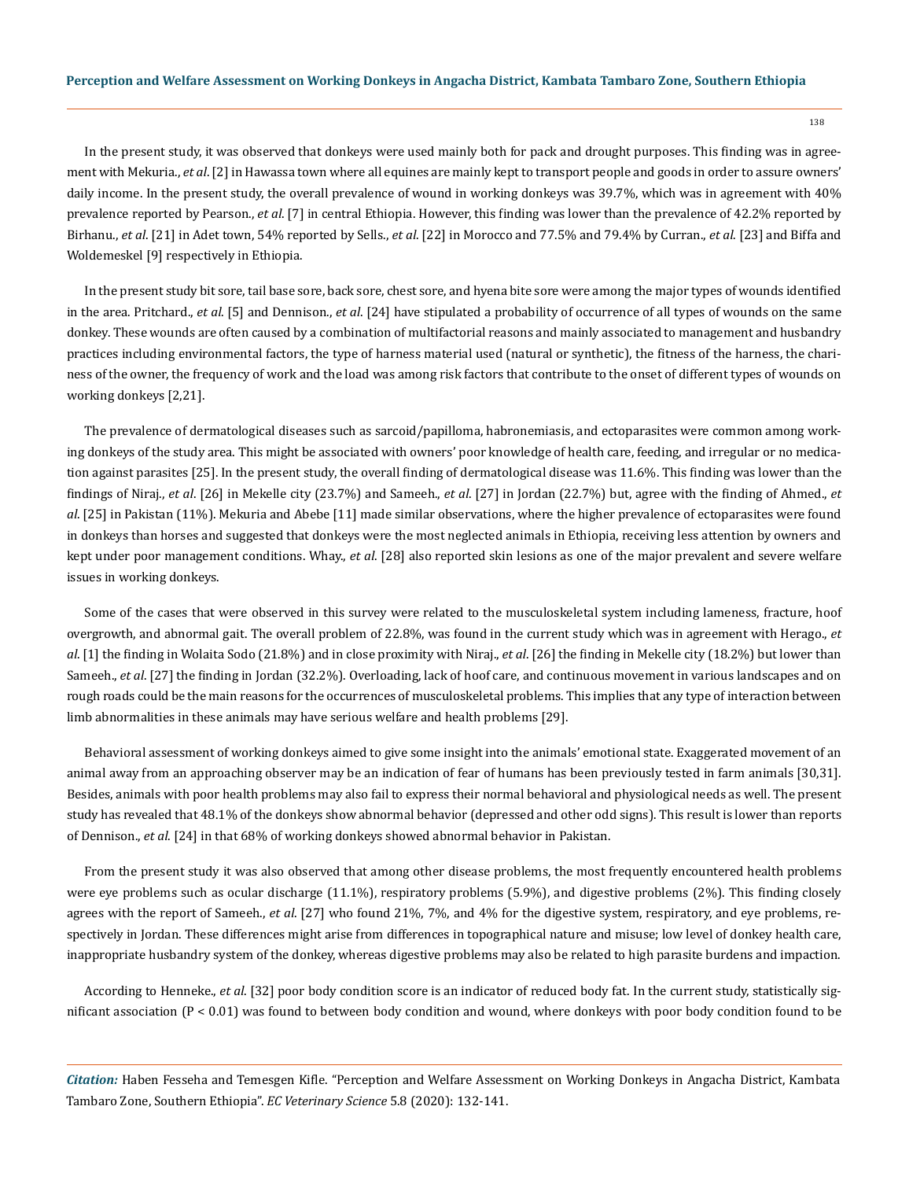In the present study, it was observed that donkeys were used mainly both for pack and drought purposes. This finding was in agreement with Mekuria., *et al*. [2] in Hawassa town where all equines are mainly kept to transport people and goods in order to assure owners' daily income. In the present study, the overall prevalence of wound in working donkeys was 39.7%, which was in agreement with 40% prevalence reported by Pearson., *et al*. [7] in central Ethiopia. However, this finding was lower than the prevalence of 42.2% reported by Birhanu., *et al*. [21] in Adet town, 54% reported by Sells., *et al*. [22] in Morocco and 77.5% and 79.4% by Curran., *et al*. [23] and Biffa and Woldemeskel [9] respectively in Ethiopia.

In the present study bit sore, tail base sore, back sore, chest sore, and hyena bite sore were among the major types of wounds identified in the area. Pritchard., *et al*. [5] and Dennison., *et al*. [24] have stipulated a probability of occurrence of all types of wounds on the same donkey. These wounds are often caused by a combination of multifactorial reasons and mainly associated to management and husbandry practices including environmental factors, the type of harness material used (natural or synthetic), the fitness of the harness, the chariness of the owner, the frequency of work and the load was among risk factors that contribute to the onset of different types of wounds on working donkeys [2,21].

The prevalence of dermatological diseases such as sarcoid/papilloma, habronemiasis, and ectoparasites were common among working donkeys of the study area. This might be associated with owners' poor knowledge of health care, feeding, and irregular or no medication against parasites [25]. In the present study, the overall finding of dermatological disease was 11.6%. This finding was lower than the findings of Niraj., *et al*. [26] in Mekelle city (23.7%) and Sameeh., *et al*. [27] in Jordan (22.7%) but, agree with the finding of Ahmed., *et al*. [25] in Pakistan (11%). Mekuria and Abebe [11] made similar observations, where the higher prevalence of ectoparasites were found in donkeys than horses and suggested that donkeys were the most neglected animals in Ethiopia, receiving less attention by owners and kept under poor management conditions. Whay., *et al*. [28] also reported skin lesions as one of the major prevalent and severe welfare issues in working donkeys.

Some of the cases that were observed in this survey were related to the musculoskeletal system including lameness, fracture, hoof overgrowth, and abnormal gait. The overall problem of 22.8%, was found in the current study which was in agreement with Herago., *et al*. [1] the finding in Wolaita Sodo (21.8%) and in close proximity with Niraj., *et al*. [26] the finding in Mekelle city (18.2%) but lower than Sameeh., *et al*. [27] the finding in Jordan (32.2%). Overloading, lack of hoof care, and continuous movement in various landscapes and on rough roads could be the main reasons for the occurrences of musculoskeletal problems. This implies that any type of interaction between limb abnormalities in these animals may have serious welfare and health problems [29].

Behavioral assessment of working donkeys aimed to give some insight into the animals' emotional state. Exaggerated movement of an animal away from an approaching observer may be an indication of fear of humans has been previously tested in farm animals [30,31]. Besides, animals with poor health problems may also fail to express their normal behavioral and physiological needs as well. The present study has revealed that 48.1% of the donkeys show abnormal behavior (depressed and other odd signs). This result is lower than reports of Dennison., *et al*. [24] in that 68% of working donkeys showed abnormal behavior in Pakistan.

From the present study it was also observed that among other disease problems, the most frequently encountered health problems were eye problems such as ocular discharge (11.1%), respiratory problems (5.9%), and digestive problems (2%). This finding closely agrees with the report of Sameeh., *et al*. [27] who found 21%, 7%, and 4% for the digestive system, respiratory, and eye problems, respectively in Jordan. These differences might arise from differences in topographical nature and misuse; low level of donkey health care, inappropriate husbandry system of the donkey, whereas digestive problems may also be related to high parasite burdens and impaction.

According to Henneke., *et al*. [32] poor body condition score is an indicator of reduced body fat. In the current study, statistically significant association ($P < 0.01$) was found to between body condition and wound, where donkeys with poor body condition found to be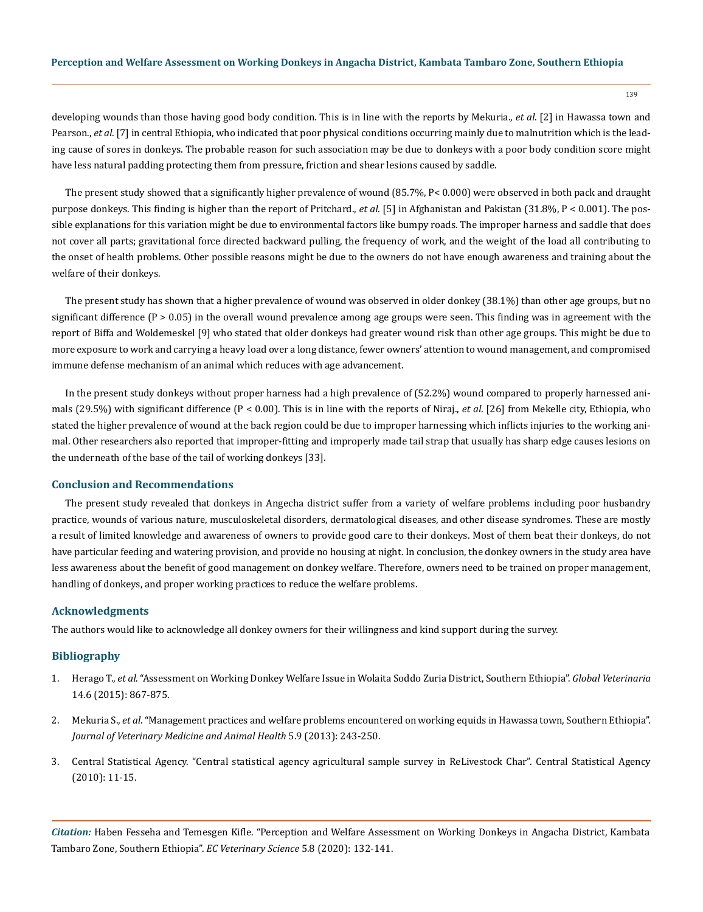developing wounds than those having good body condition. This is in line with the reports by Mekuria., *et al*. [2] in Hawassa town and Pearson., *et al*. [7] in central Ethiopia, who indicated that poor physical conditions occurring mainly due to malnutrition which is the leading cause of sores in donkeys. The probable reason for such association may be due to donkeys with a poor body condition score might have less natural padding protecting them from pressure, friction and shear lesions caused by saddle.

The present study showed that a significantly higher prevalence of wound (85.7%, P< 0.000) were observed in both pack and draught purpose donkeys. This finding is higher than the report of Pritchard., *et al*. [5] in Afghanistan and Pakistan (31.8%, P < 0.001). The possible explanations for this variation might be due to environmental factors like bumpy roads. The improper harness and saddle that does not cover all parts; gravitational force directed backward pulling, the frequency of work, and the weight of the load all contributing to the onset of health problems. Other possible reasons might be due to the owners do not have enough awareness and training about the welfare of their donkeys.

The present study has shown that a higher prevalence of wound was observed in older donkey (38.1%) than other age groups, but no significant difference (P > 0.05) in the overall wound prevalence among age groups were seen. This finding was in agreement with the report of Biffa and Woldemeskel [9] who stated that older donkeys had greater wound risk than other age groups. This might be due to more exposure to work and carrying a heavy load over a long distance, fewer owners' attention to wound management, and compromised immune defense mechanism of an animal which reduces with age advancement.

In the present study donkeys without proper harness had a high prevalence of (52.2%) wound compared to properly harnessed animals (29.5%) with significant difference (P < 0.00). This is in line with the reports of Niraj., *et al*. [26] from Mekelle city, Ethiopia, who stated the higher prevalence of wound at the back region could be due to improper harnessing which inflicts injuries to the working animal. Other researchers also reported that improper-fitting and improperly made tail strap that usually has sharp edge causes lesions on the underneath of the base of the tail of working donkeys [33].

## Conclusion and Recommendations

The present study revealed that donkeys in Angecha district suffer from a variety of welfare problems including poor husbandry practice, wounds of various nature, musculoskeletal disorders, dermatological diseases, and other disease syndromes. These are mostly a result of limited knowledge and awareness of owners to provide good care to their donkeys. Most of them beat their donkeys, do not have particular feeding and watering provision, and provide no housing at night. In conclusion, the donkey owners in the study area have less awareness about the benefit of good management on donkey welfare. Therefore, owners need to be trained on proper management, handling of donkeys, and proper working practices to reduce the welfare problems.

## Acknowledgments

The authors would like to acknowledge all donkey owners for their willingness and kind support during the survey.

## Bibliography

1. Herago T., *et al*. "Assessment on Working Donkey Welfare Issue in Wolaita Soddo Zuria District, Southern Ethiopia". *Global Veterinaria* 14.6 (2015): 867-875.
2. Mekuria S., *et al*. "Management practices and welfare problems encountered on working equids in Hawassa town, Southern Ethiopia". *Journal of Veterinary Medicine and Animal Health* 5.9 (2013): 243-250.
3. Central Statistical Agency. "Central statistical agency agricultural sample survey in ReLivestock Char". Central Statistical Agency (2010): 11-15.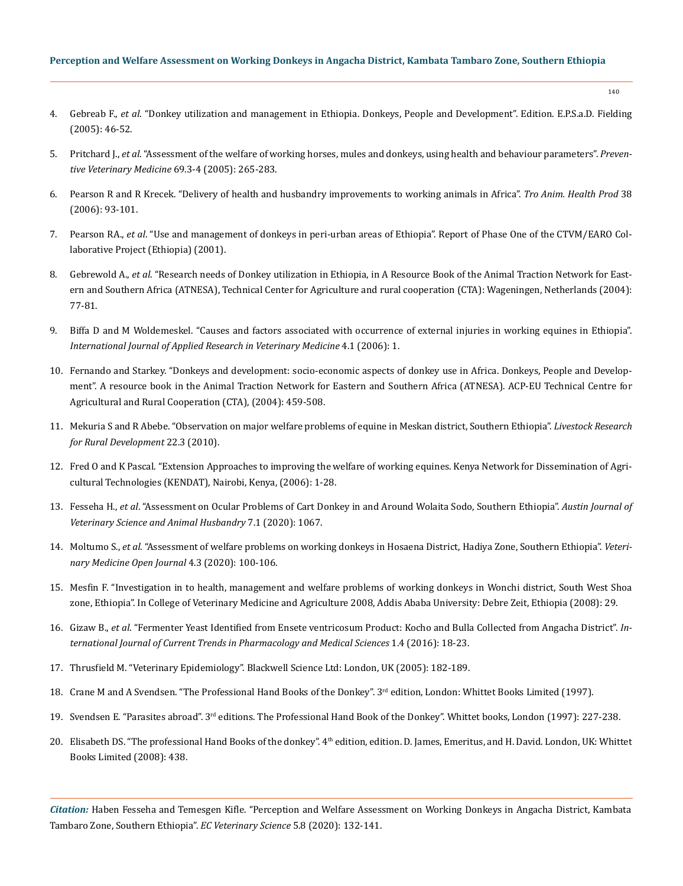4. Gebreab F., *et al*. "Donkey utilization and management in Ethiopia. Donkeys, People and Development". Edition. E.P.S.a.D. Fielding (2005): 46-52.
5. Pritchard J., *et al*. "Assessment of the welfare of working horses, mules and donkeys, using health and behaviour parameters". *Preventive Veterinary Medicine* 69.3-4 (2005): 265-283.
6. Pearson R and R Krecek. "Delivery of health and husbandry improvements to working animals in Africa". *Tro Anim. Health Prod* 38 (2006): 93-101.
7. Pearson RA., *et al*. "Use and management of donkeys in peri-urban areas of Ethiopia". Report of Phase One of the CTVM/EARO Collaborative Project (Ethiopia) (2001).
8. Gebrewold A., *et al*. "Research needs of Donkey utilization in Ethiopia, in A Resource Book of the Animal Traction Network for Eastern and Southern Africa (ATNESA), Technical Center for Agriculture and rural cooperation (CTA): Wageningen, Netherlands (2004): 77-81.
9. Biffa D and M Woldemeskel. "Causes and factors associated with occurrence of external injuries in working equines in Ethiopia". *International Journal of Applied Research in Veterinary Medicine* 4.1 (2006): 1.
10. Fernando and Starkey. "Donkeys and development: socio-economic aspects of donkey use in Africa. Donkeys, People and Development". A resource book in the Animal Traction Network for Eastern and Southern Africa (ATNESA). ACP-EU Technical Centre for Agricultural and Rural Cooperation (CTA), (2004): 459-508.
11. Mekuria S and R Abebe. "Observation on major welfare problems of equine in Meskan district, Southern Ethiopia". *Livestock Research for Rural Development* 22.3 (2010).
12. Fred O and K Pascal. "Extension Approaches to improving the welfare of working equines. Kenya Network for Dissemination of Agricultural Technologies (KENDAT), Nairobi, Kenya, (2006): 1-28.
13. Fesseha H., *et al*. "Assessment on Ocular Problems of Cart Donkey in and Around Wolaita Sodo, Southern Ethiopia". *Austin Journal of Veterinary Science and Animal Husbandry* 7.1 (2020): 1067.
14. Moltumo S., *et al*. "Assessment of welfare problems on working donkeys in Hosaena District, Hadiya Zone, Southern Ethiopia". *Veterinary Medicine Open Journal* 4.3 (2020): 100-106.
15. Mesfin F. "Investigation in to health, management and welfare problems of working donkeys in Wonchi district, South West Shoa zone, Ethiopia". In College of Veterinary Medicine and Agriculture 2008, Addis Ababa University: Debre Zeit, Ethiopia (2008): 29.
16. Gizaw B., *et al*. "Fermenter Yeast Identified from Ensete ventricosum Product: Kocho and Bulla Collected from Angacha District". *International Journal of Current Trends in Pharmacology and Medical Sciences* 1.4 (2016): 18-23.
17. Thrusfield M. "Veterinary Epidemiology". Blackwell Science Ltd: London, UK (2005): 182-189.
18. Crane M and A Svendsen. "The Professional Hand Books of the Donkey". 3rd edition, London: Whittet Books Limited (1997).
19. Svendsen E. "Parasites abroad". 3rd editions. The Professional Hand Book of the Donkey". Whittet books, London (1997): 227-238.
20. Elisabeth DS. "The professional Hand Books of the donkey". 4th edition, edition. D. James, Emeritus, and H. David. London, UK: Whittet Books Limited (2008): 438.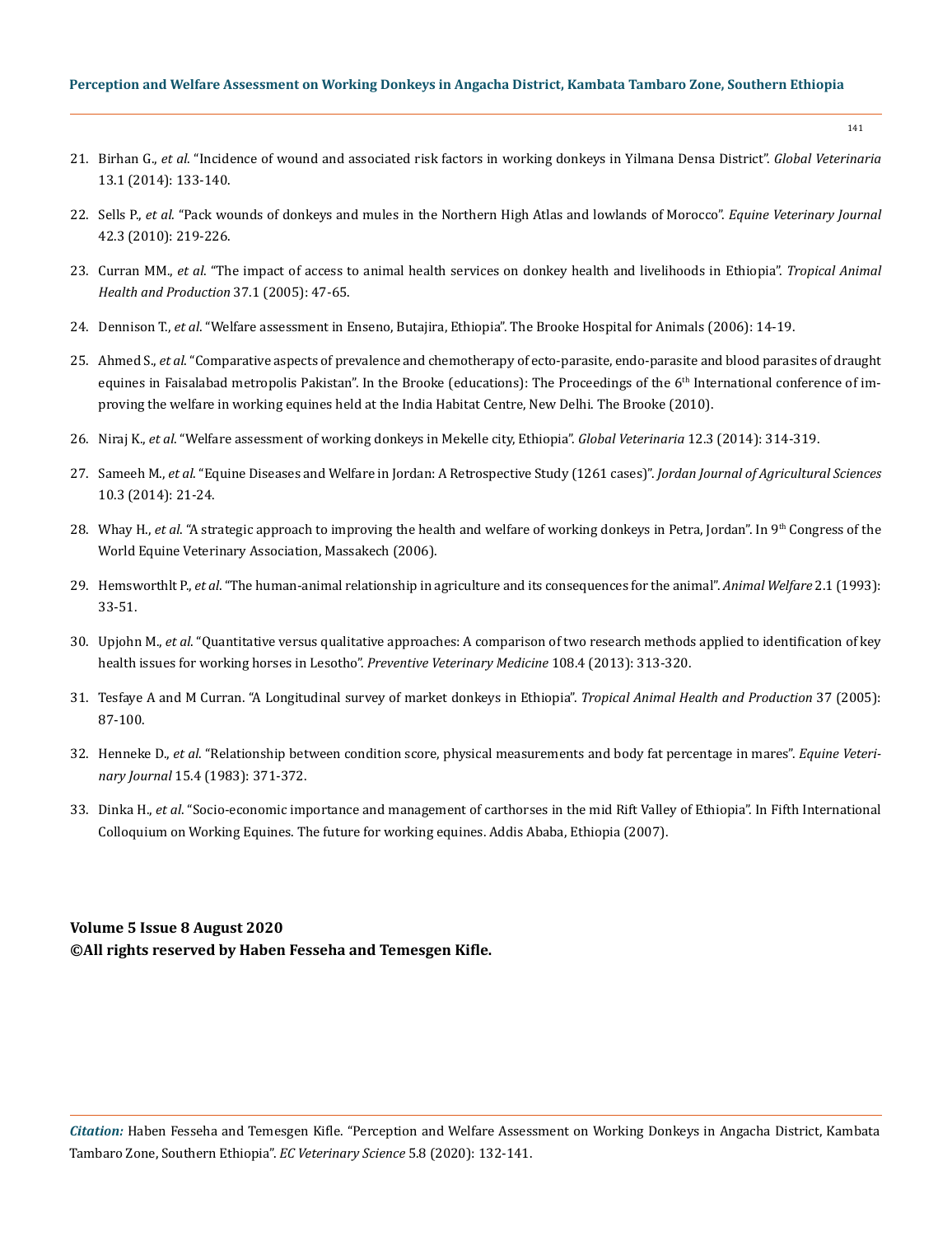21. Birhan G., *et al*. "Incidence of wound and associated risk factors in working donkeys in Yilmana Densa District". *Global Veterinaria* 13.1 (2014): 133-140.

22. Sells P., *et al*. "Pack wounds of donkeys and mules in the Northern High Atlas and lowlands of Morocco". *Equine Veterinary Journal* 42.3 (2010): 219-226.

23. Curran MM., *et al*. "The impact of access to animal health services on donkey health and livelihoods in Ethiopia". *Tropical Animal Health and Production* 37.1 (2005): 47-65.

24. Dennison T., *et al*. "Welfare assessment in Enseno, Butajira, Ethiopia". The Brooke Hospital for Animals (2006): 14-19.

25. Ahmed S., *et al*. "Comparative aspects of prevalence and chemotherapy of ecto-parasite, endo-parasite and blood parasites of draught equines in Faisalabad metropolis Pakistan". In the Brooke (educations): The Proceedings of the 6th International conference of improving the welfare in working equines held at the India Habitat Centre, New Delhi. The Brooke (2010).

26. Niraj K., *et al*. "Welfare assessment of working donkeys in Mekelle city, Ethiopia". *Global Veterinaria* 12.3 (2014): 314-319.

27. Sameeh M., *et al*. "Equine Diseases and Welfare in Jordan: A Retrospective Study (1261 cases)". *Jordan Journal of Agricultural Sciences* 10.3 (2014): 21-24.

28. Whay H., *et al*. "A strategic approach to improving the health and welfare of working donkeys in Petra, Jordan". In 9th Congress of the World Equine Veterinary Association, Massakech (2006).

29. Hemsworthlt P., *et al*. "The human-animal relationship in agriculture and its consequences for the animal". *Animal Welfare* 2.1 (1993): 33-51.

30. Upjohn M., *et al*. "Quantitative versus qualitative approaches: A comparison of two research methods applied to identification of key health issues for working horses in Lesotho". *Preventive Veterinary Medicine* 108.4 (2013): 313-320.

31. Tesfaye A and M Curran. "A Longitudinal survey of market donkeys in Ethiopia". *Tropical Animal Health and Production* 37 (2005): 87-100.

32. Henneke D., *et al*. "Relationship between condition score, physical measurements and body fat percentage in mares". *Equine Veterinary Journal* 15.4 (1983): 371-372.

33. Dinka H., *et al*. "Socio-economic importance and management of carthorses in the mid Rift Valley of Ethiopia". In Fifth International Colloquium on Working Equines. The future for working equines. Addis Ababa, Ethiopia (2007).

**Volume 5 Issue 8 August 2020**
**©All rights reserved by Haben Fesseha and Temesgen Kifle.**